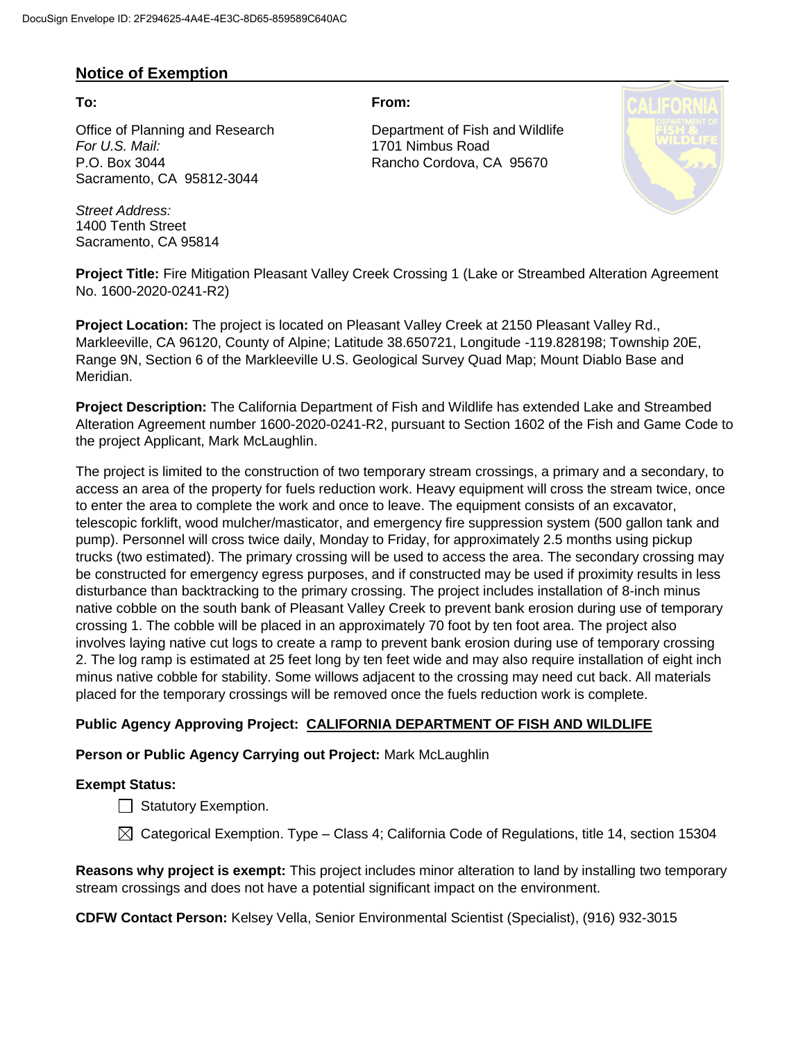DocuSign Envelope ID: 2F294625-4A4E-4E3C-8D65-859589C640AC

## Notice of Exemption

**To:**

Office of Planning and Research
*For U.S. Mail:*
P.O. Box 3044
Sacramento, CA 95812-3044

*Street Address:*
1400 Tenth Street
Sacramento, CA 95814

**From:**

Department of Fish and Wildlife
1701 Nimbus Road
Rancho Cordova, CA 95670

**Project Title:** Fire Mitigation Pleasant Valley Creek Crossing 1 (Lake or Streambed Alteration Agreement No. 1600-2020-0241-R2)

**Project Location:** The project is located on Pleasant Valley Creek at 2150 Pleasant Valley Rd., Markleeville, CA 96120, County of Alpine; Latitude 38.650721, Longitude -119.828198; Township 20E, Range 9N, Section 6 of the Markleeville U.S. Geological Survey Quad Map; Mount Diablo Base and Meridian.

**Project Description:** The California Department of Fish and Wildlife has extended Lake and Streambed Alteration Agreement number 1600-2020-0241-R2, pursuant to Section 1602 of the Fish and Game Code to the project Applicant, Mark McLaughlin.

The project is limited to the construction of two temporary stream crossings, a primary and a secondary, to access an area of the property for fuels reduction work. Heavy equipment will cross the stream twice, once to enter the area to complete the work and once to leave. The equipment consists of an excavator, telescopic forklift, wood mulcher/masticator, and emergency fire suppression system (500 gallon tank and pump). Personnel will cross twice daily, Monday to Friday, for approximately 2.5 months using pickup trucks (two estimated). The primary crossing will be used to access the area. The secondary crossing may be constructed for emergency egress purposes, and if constructed may be used if proximity results in less disturbance than backtracking to the primary crossing. The project includes installation of 8-inch minus native cobble on the south bank of Pleasant Valley Creek to prevent bank erosion during use of temporary crossing 1. The cobble will be placed in an approximately 70 foot by ten foot area. The project also involves laying native cut logs to create a ramp to prevent bank erosion during use of temporary crossing 2. The log ramp is estimated at 25 feet long by ten feet wide and may also require installation of eight inch minus native cobble for stability. Some willows adjacent to the crossing may need cut back. All materials placed for the temporary crossings will be removed once the fuels reduction work is complete.

**Public Agency Approving Project:** **CALIFORNIA DEPARTMENT OF FISH AND WILDLIFE**

**Person or Public Agency Carrying out Project:** Mark McLaughlin

**Exempt Status:**

- ☐ Statutory Exemption.
- ☒ Categorical Exemption. Type – Class 4; California Code of Regulations, title 14, section 15304

**Reasons why project is exempt:** This project includes minor alteration to land by installing two temporary stream crossings and does not have a potential significant impact on the environment.

**CDFW Contact Person:** Kelsey Vella, Senior Environmental Scientist (Specialist), (916) 932-3015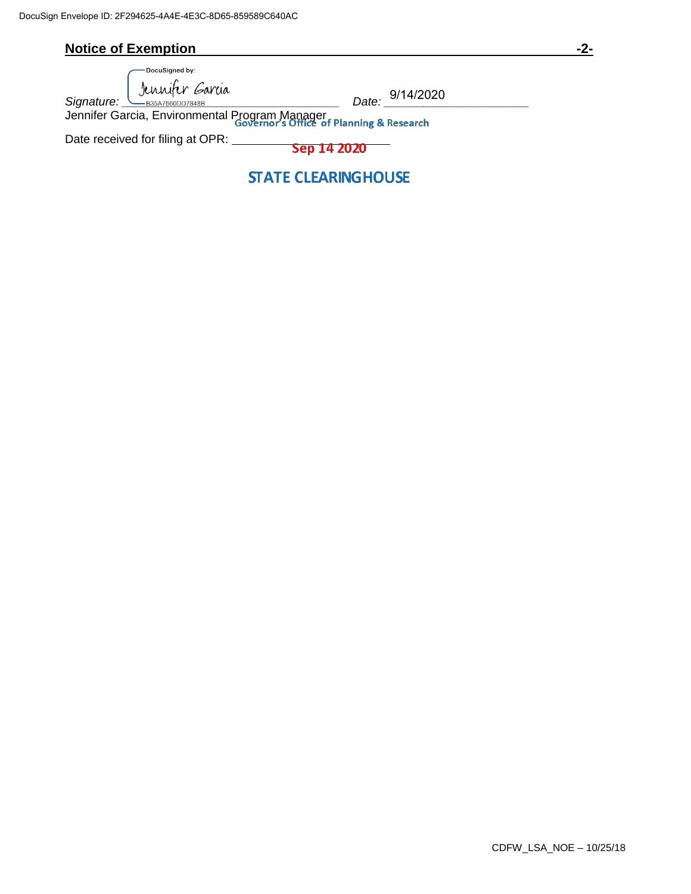**Notice of Exemption**

DocuSigned by:
Jennifer Garcia
B35A7660DD7848B...

*Signature:* ________________________ *Date:* 9/14/2020

Jennifer Garcia, Environmental Program Manager

Governor's Office of Planning & Research

Date received for filing at OPR: Sep 14 2020

STATE CLEARINGHOUSE

CDFW_LSA_NOE – 10/25/18